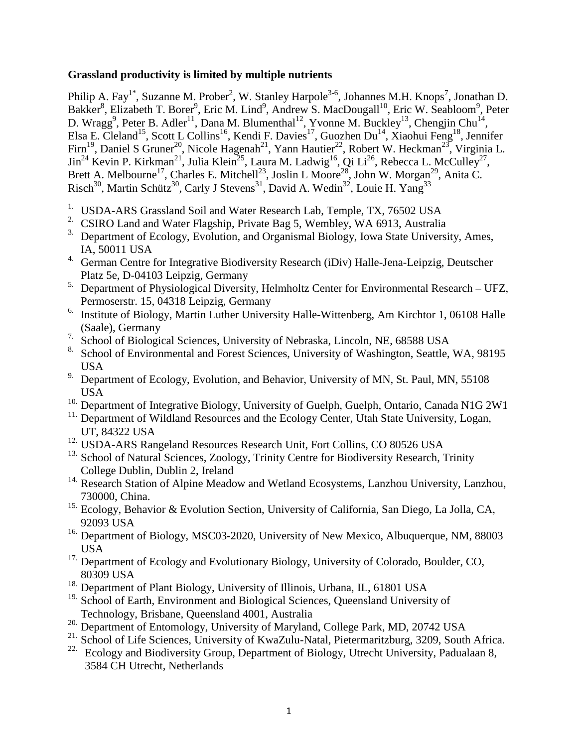**Grassland productivity is limited by multiple nutrients**

Philip A. Fay[1*], Suzanne M. Prober[2], W. Stanley Harpole[3-6], Johannes M.H. Knops[7], Jonathan D. Bakker[8], Elizabeth T. Borer[9], Eric M. Lind[9], Andrew S. MacDougall[10], Eric W. Seabloom[9], Peter D. Wragg[9], Peter B. Adler[11], Dana M. Blumenthal[12], Yvonne M. Buckley[13], Chengjin Chu[14], Elsa E. Cleland[15], Scott L Collins[16], Kendi F. Davies[17], Guozhen Du[14], Xiaohui Feng[18], Jennifer Firn[19], Daniel S Gruner[20], Nicole Hagenah[21], Yann Hautier[22], Robert W. Heckman[23], Virginia L. Jin[24] Kevin P. Kirkman[21], Julia Klein[25], Laura M. Ladwig[16], Qi Li[26], Rebecca L. McCulley[27], Brett A. Melbourne[17], Charles E. Mitchell[23], Joslin L Moore[28], John W. Morgan[29], Anita C. Risch[30], Martin Schütz[30], Carly J Stevens[31], David A. Wedin[32], Louie H. Yang[33]

1. USDA-ARS Grassland Soil and Water Research Lab, Temple, TX, 76502 USA
2. CSIRO Land and Water Flagship, Private Bag 5, Wembley, WA 6913, Australia
3. Department of Ecology, Evolution, and Organismal Biology, Iowa State University, Ames, IA, 50011 USA
4. German Centre for Integrative Biodiversity Research (iDiv) Halle-Jena-Leipzig, Deutscher Platz 5e, D-04103 Leipzig, Germany
5. Department of Physiological Diversity, Helmholtz Center for Environmental Research – UFZ, Permoserstr. 15, 04318 Leipzig, Germany
6. Institute of Biology, Martin Luther University Halle-Wittenberg, Am Kirchtor 1, 06108 Halle (Saale), Germany
7. School of Biological Sciences, University of Nebraska, Lincoln, NE, 68588 USA
8. School of Environmental and Forest Sciences, University of Washington, Seattle, WA, 98195 USA
9. Department of Ecology, Evolution, and Behavior, University of MN, St. Paul, MN, 55108 USA
10. Department of Integrative Biology, University of Guelph, Guelph, Ontario, Canada N1G 2W1
11. Department of Wildland Resources and the Ecology Center, Utah State University, Logan, UT, 84322 USA
12. USDA-ARS Rangeland Resources Research Unit, Fort Collins, CO 80526 USA
13. School of Natural Sciences, Zoology, Trinity Centre for Biodiversity Research, Trinity College Dublin, Dublin 2, Ireland
14. Research Station of Alpine Meadow and Wetland Ecosystems, Lanzhou University, Lanzhou, 730000, China.
15. Ecology, Behavior & Evolution Section, University of California, San Diego, La Jolla, CA, 92093 USA
16. Department of Biology, MSC03-2020, University of New Mexico, Albuquerque, NM, 88003 USA
17. Department of Ecology and Evolutionary Biology, University of Colorado, Boulder, CO, 80309 USA
18. Department of Plant Biology, University of Illinois, Urbana, IL, 61801 USA
19. School of Earth, Environment and Biological Sciences, Queensland University of Technology, Brisbane, Queensland 4001, Australia
20. Department of Entomology, University of Maryland, College Park, MD, 20742 USA
21. School of Life Sciences, University of KwaZulu-Natal, Pietermaritzburg, 3209, South Africa.
22. Ecology and Biodiversity Group, Department of Biology, Utrecht University, Padualaan 8, 3584 CH Utrecht, Netherlands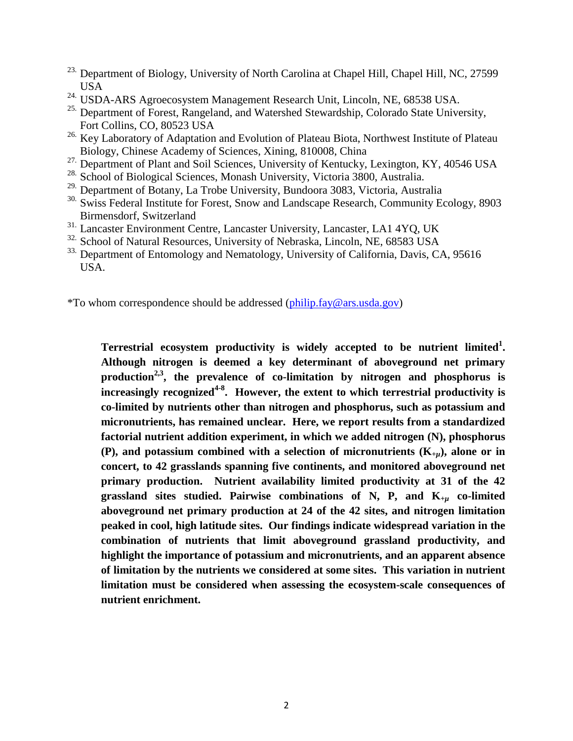23. Department of Biology, University of North Carolina at Chapel Hill, Chapel Hill, NC, 27599 USA
24. USDA-ARS Agroecosystem Management Research Unit, Lincoln, NE, 68538 USA.
25. Department of Forest, Rangeland, and Watershed Stewardship, Colorado State University, Fort Collins, CO, 80523 USA
26. Key Laboratory of Adaptation and Evolution of Plateau Biota, Northwest Institute of Plateau Biology, Chinese Academy of Sciences, Xining, 810008, China
27. Department of Plant and Soil Sciences, University of Kentucky, Lexington, KY, 40546 USA
28. School of Biological Sciences, Monash University, Victoria 3800, Australia.
29. Department of Botany, La Trobe University, Bundoora 3083, Victoria, Australia
30. Swiss Federal Institute for Forest, Snow and Landscape Research, Community Ecology, 8903 Birmensdorf, Switzerland
31. Lancaster Environment Centre, Lancaster University, Lancaster, LA1 4YQ, UK
32. School of Natural Resources, University of Nebraska, Lincoln, NE, 68583 USA
33. Department of Entomology and Nematology, University of California, Davis, CA, 95616 USA.

*To whom correspondence should be addressed (philip.fay@ars.usda.gov)

**Terrestrial ecosystem productivity is widely accepted to be nutrient limited[1]. Although nitrogen is deemed a key determinant of aboveground net primary production[2,3], the prevalence of co-limitation by nitrogen and phosphorus is increasingly recognized[4-8]. However, the extent to which terrestrial productivity is co-limited by nutrients other than nitrogen and phosphorus, such as potassium and micronutrients, has remained unclear. Here, we report results from a standardized factorial nutrient addition experiment, in which we added nitrogen (N), phosphorus (P), and potassium combined with a selection of micronutrients ($K_{+\mu}$), alone or in concert, to 42 grasslands spanning five continents, and monitored aboveground net primary production. Nutrient availability limited productivity at 31 of the 42 grassland sites studied. Pairwise combinations of N, P, and $K_{+\mu}$ co-limited aboveground net primary production at 24 of the 42 sites, and nitrogen limitation peaked in cool, high latitude sites. Our findings indicate widespread variation in the combination of nutrients that limit aboveground grassland productivity, and highlight the importance of potassium and micronutrients, and an apparent absence of limitation by the nutrients we considered at some sites. This variation in nutrient limitation must be considered when assessing the ecosystem-scale consequences of nutrient enrichment.**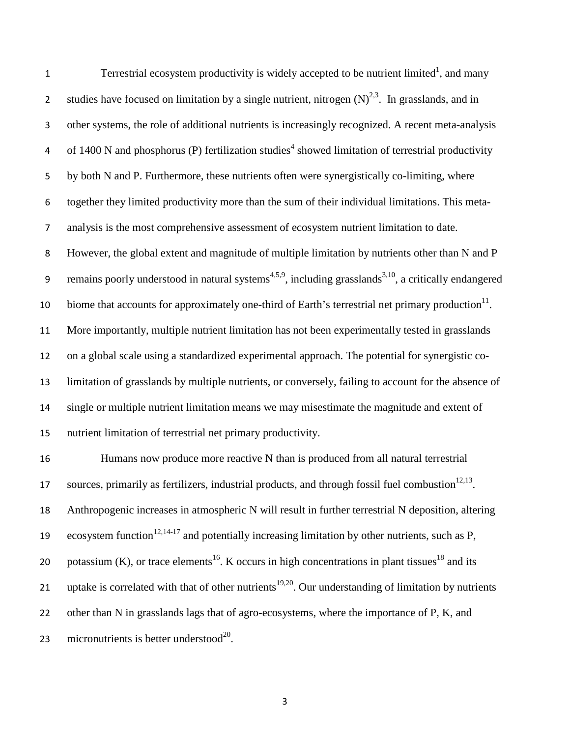Terrestrial ecosystem productivity is widely accepted to be nutrient limited[1], and many studies have focused on limitation by a single nutrient, nitrogen (N)[2,3]. In grasslands, and in other systems, the role of additional nutrients is increasingly recognized. A recent meta-analysis of 1400 N and phosphorus (P) fertilization studies[4] showed limitation of terrestrial productivity by both N and P. Furthermore, these nutrients often were synergistically co-limiting, where together they limited productivity more than the sum of their individual limitations. This meta-analysis is the most comprehensive assessment of ecosystem nutrient limitation to date. However, the global extent and magnitude of multiple limitation by nutrients other than N and P remains poorly understood in natural systems[4,5,9], including grasslands[3,10], a critically endangered biome that accounts for approximately one-third of Earth's terrestrial net primary production[11]. More importantly, multiple nutrient limitation has not been experimentally tested in grasslands on a global scale using a standardized experimental approach. The potential for synergistic co-limitation of grasslands by multiple nutrients, or conversely, failing to account for the absence of single or multiple nutrient limitation means we may misestimate the magnitude and extent of nutrient limitation of terrestrial net primary productivity.

Humans now produce more reactive N than is produced from all natural terrestrial sources, primarily as fertilizers, industrial products, and through fossil fuel combustion[12,13]. Anthropogenic increases in atmospheric N will result in further terrestrial N deposition, altering ecosystem function[12,14-17] and potentially increasing limitation by other nutrients, such as P, potassium (K), or trace elements[16]. K occurs in high concentrations in plant tissues[18] and its uptake is correlated with that of other nutrients[19,20]. Our understanding of limitation by nutrients other than N in grasslands lags that of agro-ecosystems, where the importance of P, K, and micronutrients is better understood[20].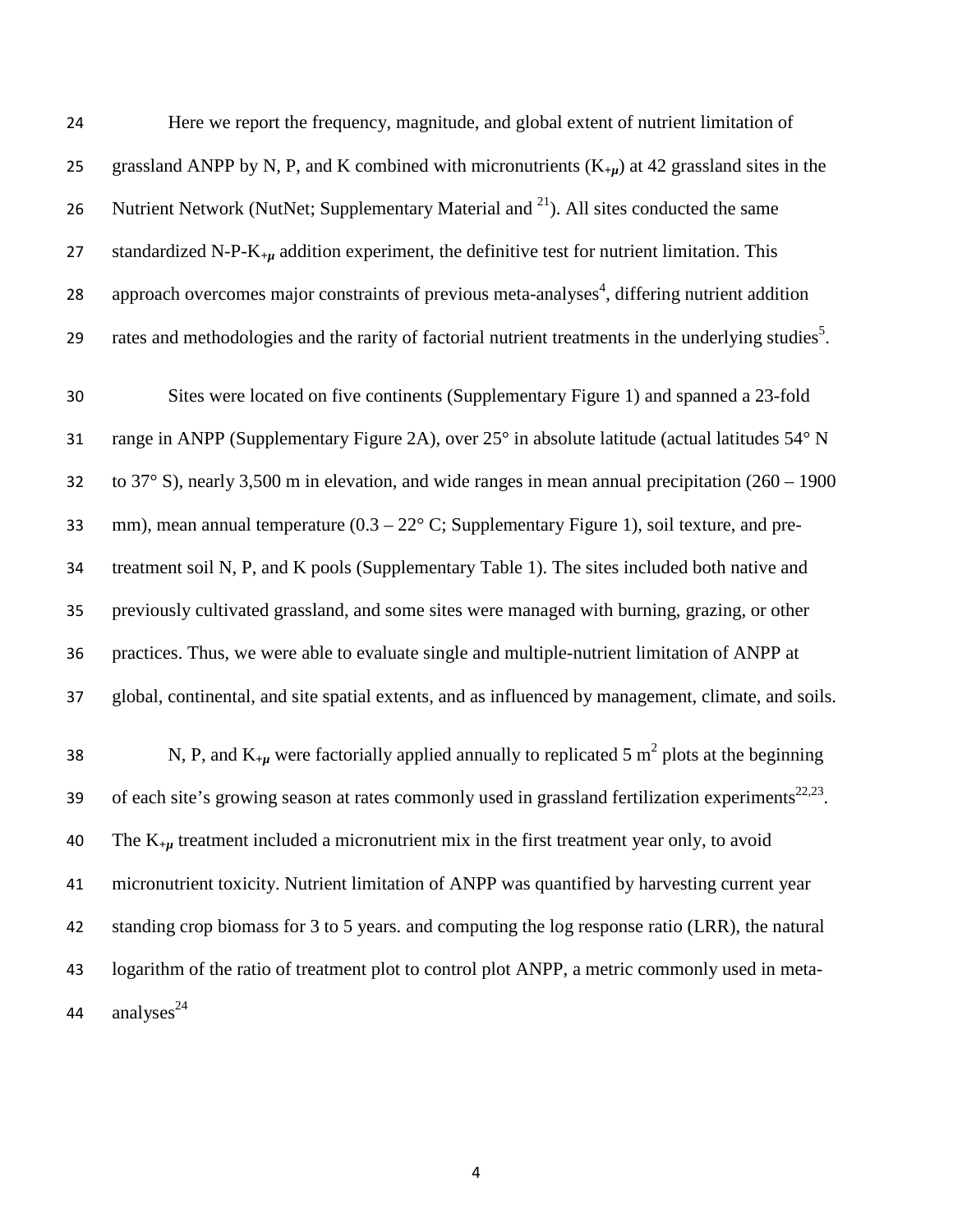Here we report the frequency, magnitude, and global extent of nutrient limitation of grassland ANPP by N, P, and K combined with micronutrients ($K_{+\mu}$) at 42 grassland sites in the Nutrient Network (NutNet; Supplementary Material and [21]). All sites conducted the same standardized N-P-$K_{+\mu}$ addition experiment, the definitive test for nutrient limitation. This approach overcomes major constraints of previous meta-analyses[4], differing nutrient addition rates and methodologies and the rarity of factorial nutrient treatments in the underlying studies[5].

Sites were located on five continents (Supplementary Figure 1) and spanned a 23-fold range in ANPP (Supplementary Figure 2A), over 25° in absolute latitude (actual latitudes 54° N to 37° S), nearly 3,500 m in elevation, and wide ranges in mean annual precipitation (260 – 1900 mm), mean annual temperature (0.3 – 22° C; Supplementary Figure 1), soil texture, and pre-treatment soil N, P, and K pools (Supplementary Table 1). The sites included both native and previously cultivated grassland, and some sites were managed with burning, grazing, or other practices. Thus, we were able to evaluate single and multiple-nutrient limitation of ANPP at global, continental, and site spatial extents, and as influenced by management, climate, and soils.

N, P, and $K_{+\mu}$ were factorially applied annually to replicated 5 $m^2$ plots at the beginning of each site's growing season at rates commonly used in grassland fertilization experiments[22,23]. The $K_{+\mu}$ treatment included a micronutrient mix in the first treatment year only, to avoid micronutrient toxicity. Nutrient limitation of ANPP was quantified by harvesting current year standing crop biomass for 3 to 5 years. and computing the log response ratio (LRR), the natural logarithm of the ratio of treatment plot to control plot ANPP, a metric commonly used in meta-analyses[24]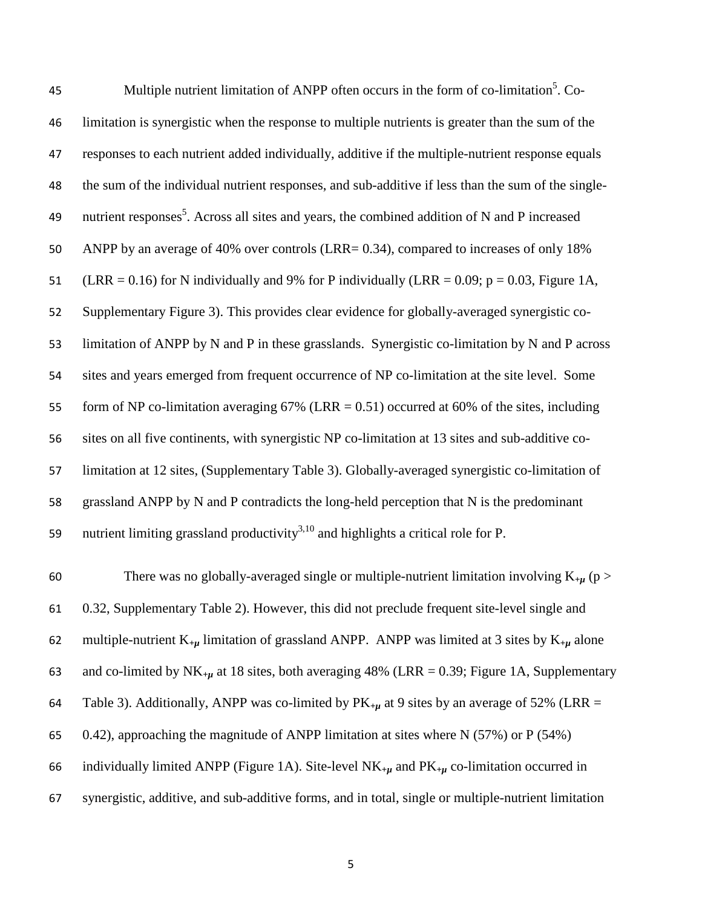Multiple nutrient limitation of ANPP often occurs in the form of co-limitation[5]. Co-limitation is synergistic when the response to multiple nutrients is greater than the sum of the responses to each nutrient added individually, additive if the multiple-nutrient response equals the sum of the individual nutrient responses, and sub-additive if less than the sum of the single-nutrient responses[5]. Across all sites and years, the combined addition of N and P increased ANPP by an average of 40% over controls (LRR= 0.34), compared to increases of only 18% (LRR = 0.16) for N individually and 9% for P individually (LRR = 0.09; p = 0.03, Figure 1A, Supplementary Figure 3). This provides clear evidence for globally-averaged synergistic co-limitation of ANPP by N and P in these grasslands. Synergistic co-limitation by N and P across sites and years emerged from frequent occurrence of NP co-limitation at the site level. Some form of NP co-limitation averaging 67% (LRR = 0.51) occurred at 60% of the sites, including sites on all five continents, with synergistic NP co-limitation at 13 sites and sub-additive co-limitation at 12 sites, (Supplementary Table 3). Globally-averaged synergistic co-limitation of grassland ANPP by N and P contradicts the long-held perception that N is the predominant nutrient limiting grassland productivity[3,10] and highlights a critical role for P.

There was no globally-averaged single or multiple-nutrient limitation involving $K_{+\mu}$ ($p > 0.32$, Supplementary Table 2). However, this did not preclude frequent site-level single and multiple-nutrient $K_{+\mu}$ limitation of grassland ANPP. ANPP was limited at 3 sites by $K_{+\mu}$ alone and co-limited by $NK_{+\mu}$ at 18 sites, both averaging 48% (LRR = 0.39; Figure 1A, Supplementary Table 3). Additionally, ANPP was co-limited by $PK_{+\mu}$ at 9 sites by an average of 52% (LRR = 0.42), approaching the magnitude of ANPP limitation at sites where N (57%) or P (54%) individually limited ANPP (Figure 1A). Site-level $NK_{+\mu}$ and $PK_{+\mu}$ co-limitation occurred in synergistic, additive, and sub-additive forms, and in total, single or multiple-nutrient limitation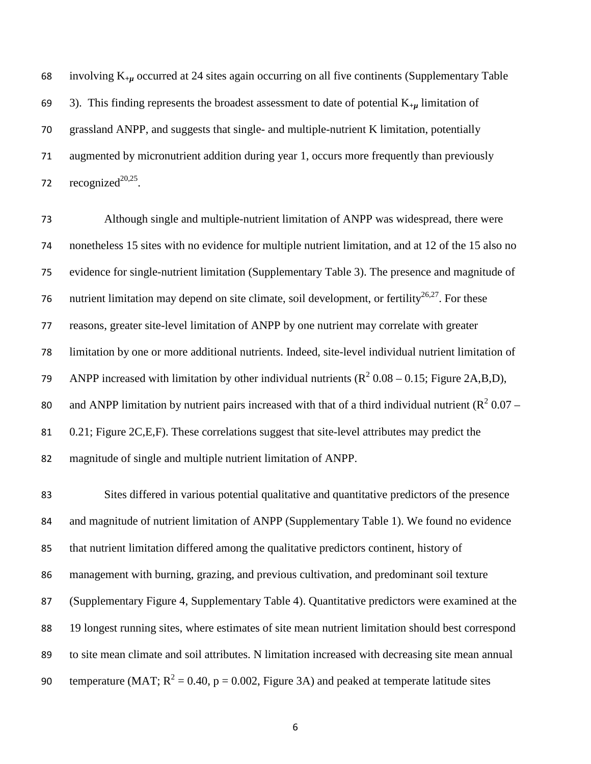involving $K_{+\mu}$ occurred at 24 sites again occurring on all five continents (Supplementary Table 3). This finding represents the broadest assessment to date of potential $K_{+\mu}$ limitation of grassland ANPP, and suggests that single- and multiple-nutrient K limitation, potentially augmented by micronutrient addition during year 1, occurs more frequently than previously recognized[20,25].

Although single and multiple-nutrient limitation of ANPP was widespread, there were nonetheless 15 sites with no evidence for multiple nutrient limitation, and at 12 of the 15 also no evidence for single-nutrient limitation (Supplementary Table 3). The presence and magnitude of nutrient limitation may depend on site climate, soil development, or fertility[26,27]. For these reasons, greater site-level limitation of ANPP by one nutrient may correlate with greater limitation by one or more additional nutrients. Indeed, site-level individual nutrient limitation of ANPP increased with limitation by other individual nutrients ($R^2$ 0.08 – 0.15; Figure 2A,B,D), and ANPP limitation by nutrient pairs increased with that of a third individual nutrient ($R^2$ 0.07 – 0.21; Figure 2C,E,F). These correlations suggest that site-level attributes may predict the magnitude of single and multiple nutrient limitation of ANPP.

Sites differed in various potential qualitative and quantitative predictors of the presence and magnitude of nutrient limitation of ANPP (Supplementary Table 1). We found no evidence that nutrient limitation differed among the qualitative predictors continent, history of management with burning, grazing, and previous cultivation, and predominant soil texture (Supplementary Figure 4, Supplementary Table 4). Quantitative predictors were examined at the 19 longest running sites, where estimates of site mean nutrient limitation should best correspond to site mean climate and soil attributes. N limitation increased with decreasing site mean annual temperature (MAT; $R^2 = 0.40$, $p = 0.002$, Figure 3A) and peaked at temperate latitude sites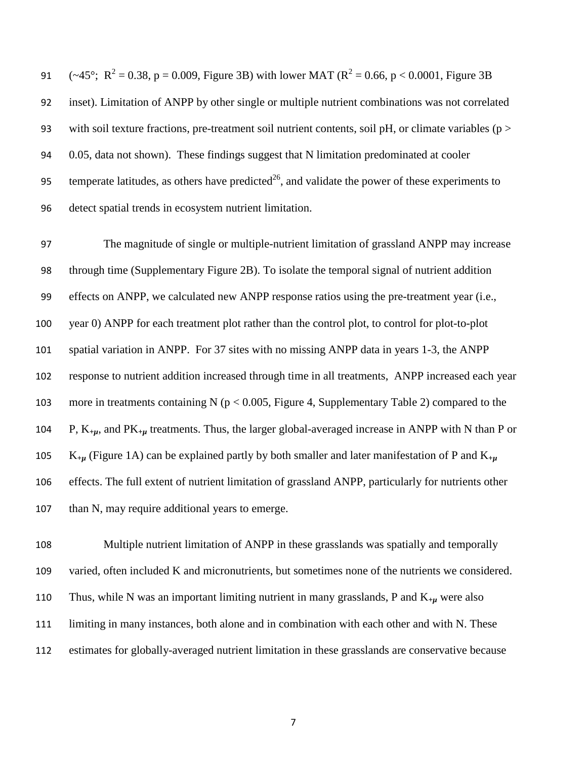(~45°; $R^2 = 0.38$, $p = 0.009$, Figure 3B) with lower MAT ($R^2 = 0.66$, $p < 0.0001$, Figure 3B inset). Limitation of ANPP by other single or multiple nutrient combinations was not correlated with soil texture fractions, pre-treatment soil nutrient contents, soil pH, or climate variables ($p > 0.05$, data not shown). These findings suggest that N limitation predominated at cooler temperate latitudes, as others have predicted[26], and validate the power of these experiments to detect spatial trends in ecosystem nutrient limitation.

The magnitude of single or multiple-nutrient limitation of grassland ANPP may increase through time (Supplementary Figure 2B). To isolate the temporal signal of nutrient addition effects on ANPP, we calculated new ANPP response ratios using the pre-treatment year (i.e., year 0) ANPP for each treatment plot rather than the control plot, to control for plot-to-plot spatial variation in ANPP. For 37 sites with no missing ANPP data in years 1-3, the ANPP response to nutrient addition increased through time in all treatments, ANPP increased each year more in treatments containing N ($p < 0.005$, Figure 4, Supplementary Table 2) compared to the P, $K_{+\mu}$, and $PK_{+\mu}$ treatments. Thus, the larger global-averaged increase in ANPP with N than P or $K_{+\mu}$ (Figure 1A) can be explained partly by both smaller and later manifestation of P and $K_{+\mu}$ effects. The full extent of nutrient limitation of grassland ANPP, particularly for nutrients other than N, may require additional years to emerge.

Multiple nutrient limitation of ANPP in these grasslands was spatially and temporally varied, often included K and micronutrients, but sometimes none of the nutrients we considered. Thus, while N was an important limiting nutrient in many grasslands, P and $K_{+\mu}$ were also limiting in many instances, both alone and in combination with each other and with N. These estimates for globally-averaged nutrient limitation in these grasslands are conservative because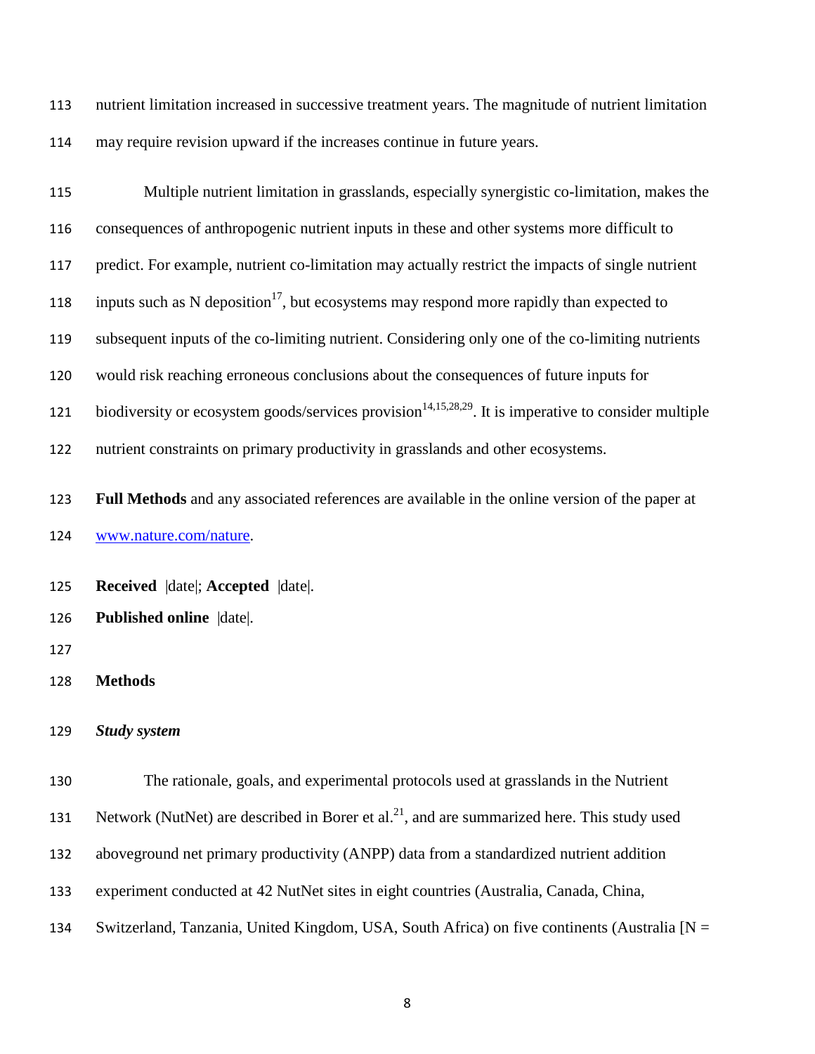nutrient limitation increased in successive treatment years. The magnitude of nutrient limitation may require revision upward if the increases continue in future years.

Multiple nutrient limitation in grasslands, especially synergistic co-limitation, makes the consequences of anthropogenic nutrient inputs in these and other systems more difficult to predict. For example, nutrient co-limitation may actually restrict the impacts of single nutrient inputs such as N deposition[17], but ecosystems may respond more rapidly than expected to subsequent inputs of the co-limiting nutrient. Considering only one of the co-limiting nutrients would risk reaching erroneous conclusions about the consequences of future inputs for biodiversity or ecosystem goods/services provision[14,15,28,29]. It is imperative to consider multiple nutrient constraints on primary productivity in grasslands and other ecosystems.

**Full Methods** and any associated references are available in the online version of the paper at www.nature.com/nature.

**Received** |date|; **Accepted** |date|.

**Published online** |date|.

## Methods

### *Study system*

The rationale, goals, and experimental protocols used at grasslands in the Nutrient Network (NutNet) are described in Borer et al.[21], and are summarized here. This study used aboveground net primary productivity (ANPP) data from a standardized nutrient addition experiment conducted at 42 NutNet sites in eight countries (Australia, Canada, China, Switzerland, Tanzania, United Kingdom, USA, South Africa) on five continents (Australia [N =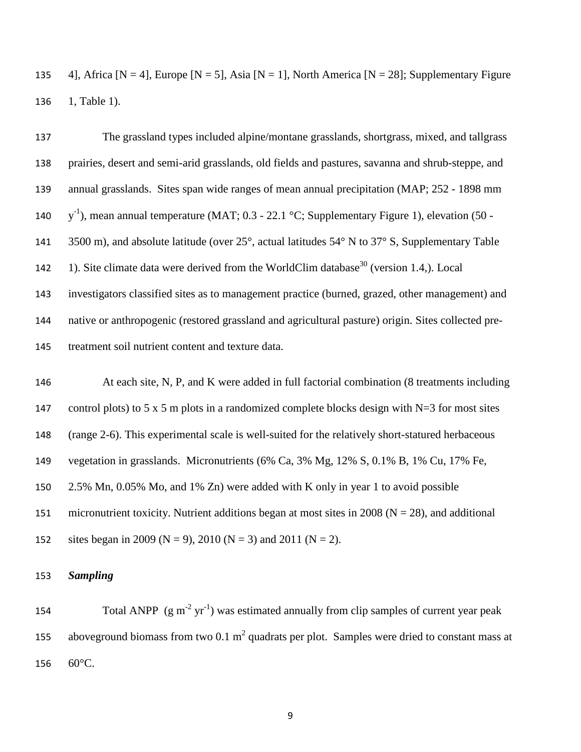4], Africa [N = 4], Europe [N = 5], Asia [N = 1], North America [N = 28]; Supplementary Figure 1, Table 1).

The grassland types included alpine/montane grasslands, shortgrass, mixed, and tallgrass prairies, desert and semi-arid grasslands, old fields and pastures, savanna and shrub-steppe, and annual grasslands. Sites span wide ranges of mean annual precipitation (MAP; 252 - 1898 mm $y^{-1}$), mean annual temperature (MAT; 0.3 - 22.1 °C; Supplementary Figure 1), elevation (50 - 3500 m), and absolute latitude (over 25°, actual latitudes 54° N to 37° S, Supplementary Table 1). Site climate data were derived from the WorldClim database[30] (version 1.4,). Local investigators classified sites as to management practice (burned, grazed, other management) and native or anthropogenic (restored grassland and agricultural pasture) origin. Sites collected pre-treatment soil nutrient content and texture data.

At each site, N, P, and K were added in full factorial combination (8 treatments including control plots) to 5 x 5 m plots in a randomized complete blocks design with N=3 for most sites (range 2-6). This experimental scale is well-suited for the relatively short-statured herbaceous vegetation in grasslands. Micronutrients (6% Ca, 3% Mg, 12% S, 0.1% B, 1% Cu, 17% Fe, 2.5% Mn, 0.05% Mo, and 1% Zn) were added with K only in year 1 to avoid possible micronutrient toxicity. Nutrient additions began at most sites in 2008 (N = 28), and additional sites began in 2009 (N = 9), 2010 (N = 3) and 2011 (N = 2).

### *Sampling*

Total ANPP ($g\ m^{-2}\ yr^{-1}$) was estimated annually from clip samples of current year peak aboveground biomass from two 0.1 $m^2$ quadrats per plot. Samples were dried to constant mass at 60°C.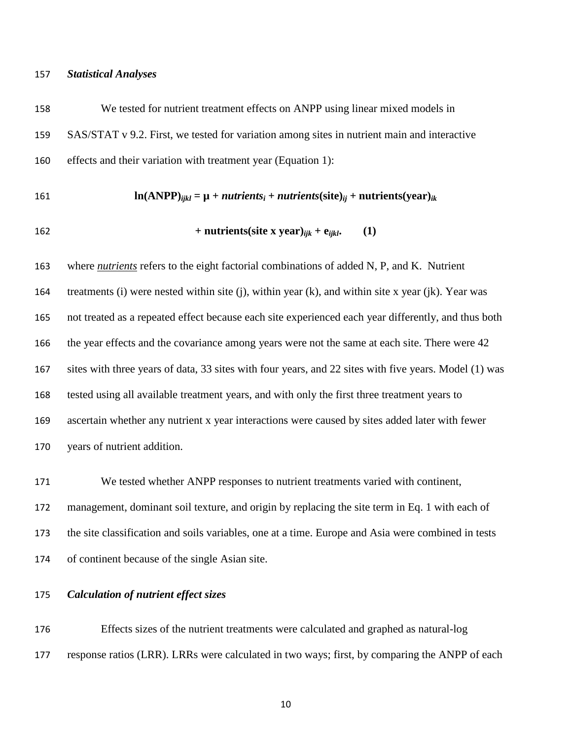### *Statistical Analyses*

We tested for nutrient treatment effects on ANPP using linear mixed models in SAS/STAT v 9.2. First, we tested for variation among sites in nutrient main and interactive effects and their variation with treatment year (Equation 1):

$$\ln(\text{ANPP})_{ijkl} = \mu + \textit{nutrients}_i + \textit{nutrients}(\text{site})_{ij} + \text{nutrients}(\text{year})_{ik} + \text{nutrients}(\text{site x year})_{ijk} + e_{ijkl}. \quad (1)$$

where ***nutrients*** refers to the eight factorial combinations of added N, P, and K. Nutrient treatments (i) were nested within site (j), within year (k), and within site x year (jk). Year was not treated as a repeated effect because each site experienced each year differently, and thus both the year effects and the covariance among years were not the same at each site. There were 42 sites with three years of data, 33 sites with four years, and 22 sites with five years. Model (1) was tested using all available treatment years, and with only the first three treatment years to ascertain whether any nutrient x year interactions were caused by sites added later with fewer years of nutrient addition.

We tested whether ANPP responses to nutrient treatments varied with continent, management, dominant soil texture, and origin by replacing the site term in Eq. 1 with each of the site classification and soils variables, one at a time. Europe and Asia were combined in tests of continent because of the single Asian site.

### *Calculation of nutrient effect sizes*

Effects sizes of the nutrient treatments were calculated and graphed as natural-log response ratios (LRR). LRRs were calculated in two ways; first, by comparing the ANPP of each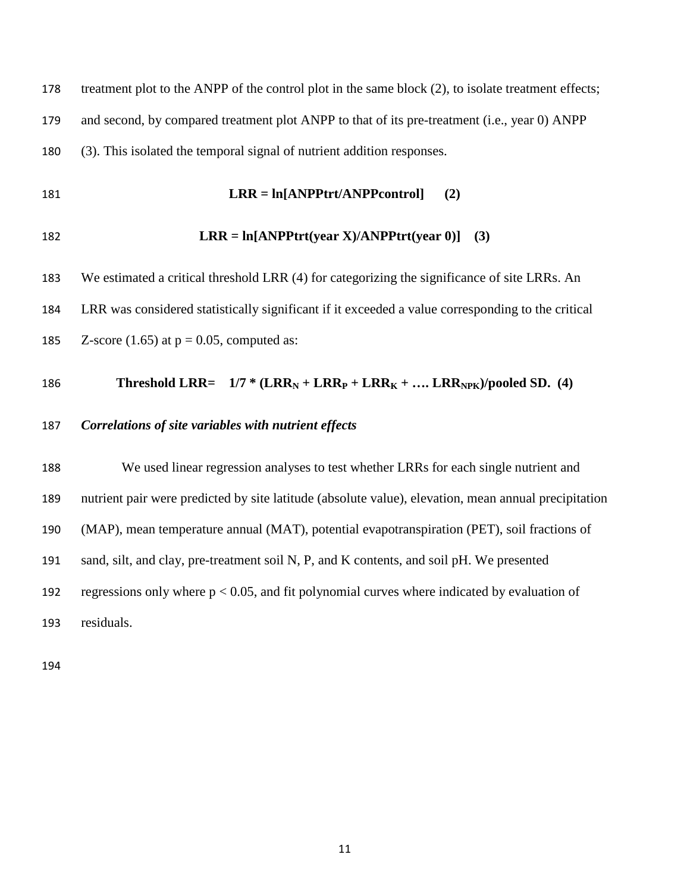treatment plot to the ANPP of the control plot in the same block (2), to isolate treatment effects; and second, by compared treatment plot ANPP to that of its pre-treatment (i.e., year 0) ANPP (3). This isolated the temporal signal of nutrient addition responses.

$$\mathbf{LRR = ln[ANPPtrt/ANPPcontrol]} \quad \mathbf{(2)}$$

$$\mathbf{LRR = ln[ANPPtrt(year\ X)/ANPPtrt(year\ 0)]} \quad \mathbf{(3)}$$

We estimated a critical threshold LRR (4) for categorizing the significance of site LRRs. An LRR was considered statistically significant if it exceeded a value corresponding to the critical Z-score (1.65) at $p = 0.05$, computed as:

$$\mathbf{Threshold\ LRR = \quad 1/7 * (LRR_N + LRR_P + LRR_K + \ldots.\ LRR_{NPK})/pooled\ SD.} \quad \mathbf{(4)}$$

### *Correlations of site variables with nutrient effects*

We used linear regression analyses to test whether LRRs for each single nutrient and nutrient pair were predicted by site latitude (absolute value), elevation, mean annual precipitation (MAP), mean temperature annual (MAT), potential evapotranspiration (PET), soil fractions of sand, silt, and clay, pre-treatment soil N, P, and K contents, and soil pH. We presented regressions only where $p < 0.05$, and fit polynomial curves where indicated by evaluation of residuals.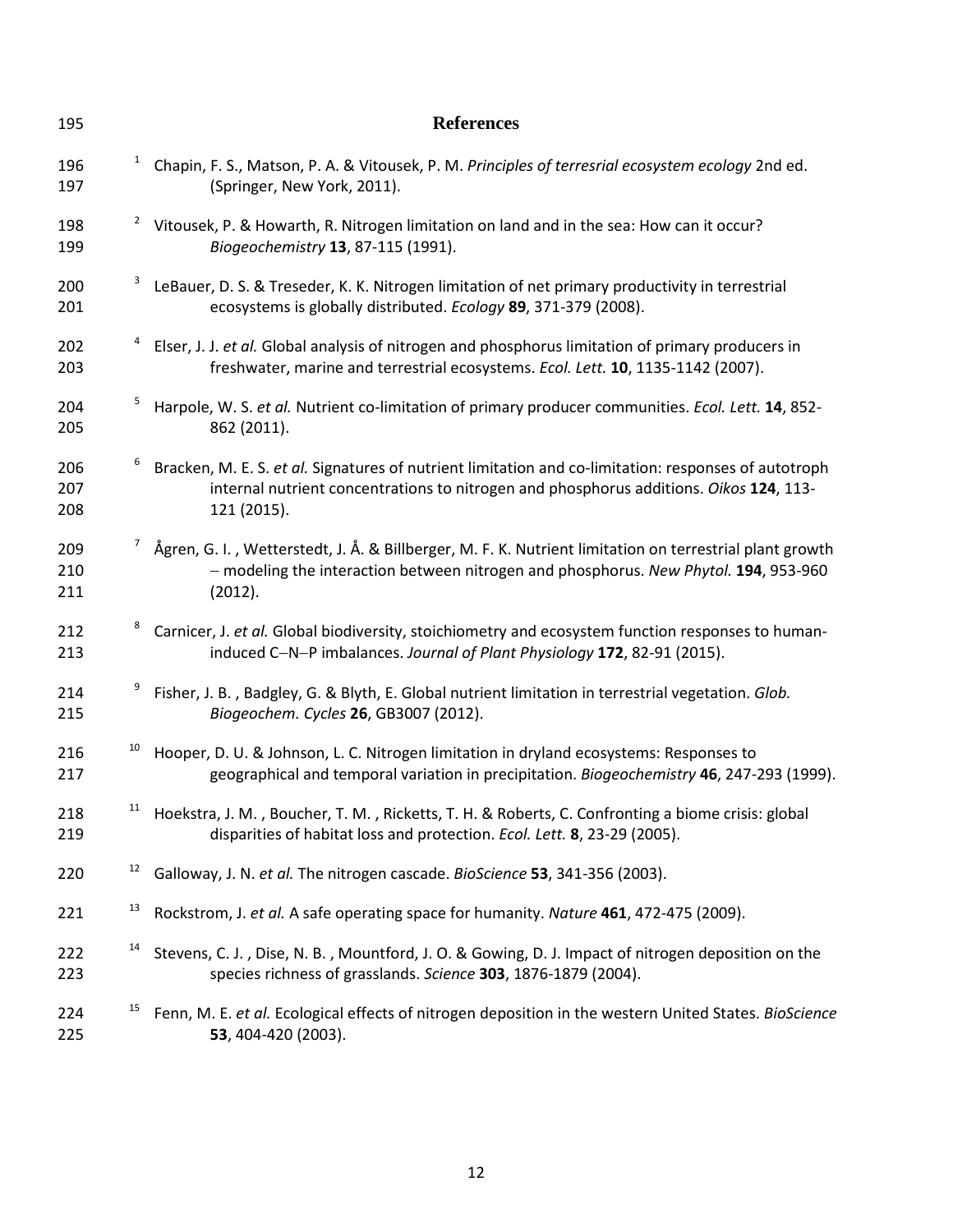# References

[1] Chapin, F. S., Matson, P. A. & Vitousek, P. M. *Principles of terresrial ecosystem ecology* 2nd ed. (Springer, New York, 2011).

[2] Vitousek, P. & Howarth, R. Nitrogen limitation on land and in the sea: How can it occur? *Biogeochemistry* **13**, 87-115 (1991).

[3] LeBauer, D. S. & Treseder, K. K. Nitrogen limitation of net primary productivity in terrestrial ecosystems is globally distributed. *Ecology* **89**, 371-379 (2008).

[4] Elser, J. J. *et al.* Global analysis of nitrogen and phosphorus limitation of primary producers in freshwater, marine and terrestrial ecosystems. *Ecol. Lett.* **10**, 1135-1142 (2007).

[5] Harpole, W. S. *et al.* Nutrient co-limitation of primary producer communities. *Ecol. Lett.* **14**, 852-862 (2011).

[6] Bracken, M. E. S. *et al.* Signatures of nutrient limitation and co-limitation: responses of autotroph internal nutrient concentrations to nitrogen and phosphorus additions. *Oikos* **124**, 113-121 (2015).

[7] Ågren, G. I. , Wetterstedt, J. Å. & Billberger, M. F. K. Nutrient limitation on terrestrial plant growth – modeling the interaction between nitrogen and phosphorus. *New Phytol.* **194**, 953-960 (2012).

[8] Carnicer, J. *et al.* Global biodiversity, stoichiometry and ecosystem function responses to human-induced C–N–P imbalances. *Journal of Plant Physiology* **172**, 82-91 (2015).

[9] Fisher, J. B. , Badgley, G. & Blyth, E. Global nutrient limitation in terrestrial vegetation. *Glob. Biogeochem. Cycles* **26**, GB3007 (2012).

[10] Hooper, D. U. & Johnson, L. C. Nitrogen limitation in dryland ecosystems: Responses to geographical and temporal variation in precipitation. *Biogeochemistry* **46**, 247-293 (1999).

[11] Hoekstra, J. M. , Boucher, T. M. , Ricketts, T. H. & Roberts, C. Confronting a biome crisis: global disparities of habitat loss and protection. *Ecol. Lett.* **8**, 23-29 (2005).

[12] Galloway, J. N. *et al.* The nitrogen cascade. *BioScience* **53**, 341-356 (2003).

[13] Rockstrom, J. *et al.* A safe operating space for humanity. *Nature* **461**, 472-475 (2009).

[14] Stevens, C. J. , Dise, N. B. , Mountford, J. O. & Gowing, D. J. Impact of nitrogen deposition on the species richness of grasslands. *Science* **303**, 1876-1879 (2004).

[15] Fenn, M. E. *et al.* Ecological effects of nitrogen deposition in the western United States. *BioScience* **53**, 404-420 (2003).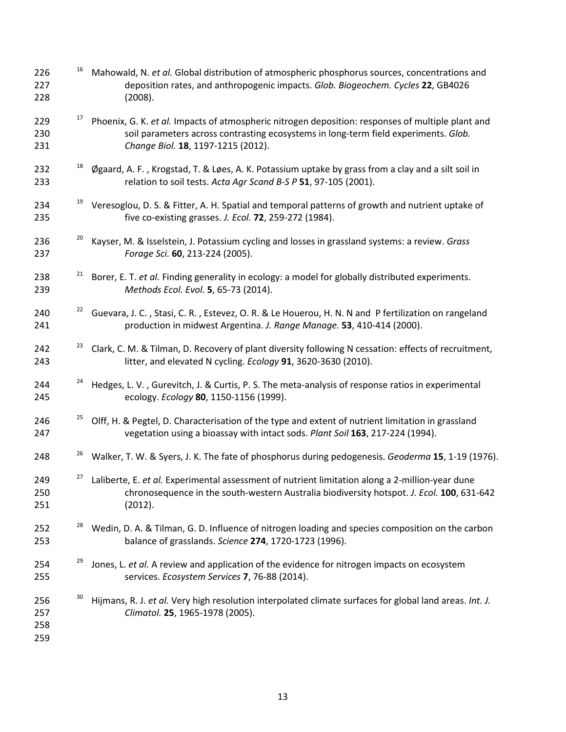[16] Mahowald, N. *et al.* Global distribution of atmospheric phosphorus sources, concentrations and deposition rates, and anthropogenic impacts. *Glob. Biogeochem. Cycles* **22**, GB4026 (2008).

[17] Phoenix, G. K. *et al.* Impacts of atmospheric nitrogen deposition: responses of multiple plant and soil parameters across contrasting ecosystems in long-term field experiments. *Glob. Change Biol.* **18**, 1197-1215 (2012).

[18] Øgaard, A. F. , Krogstad, T. & Løes, A. K. Potassium uptake by grass from a clay and a silt soil in relation to soil tests. *Acta Agr Scand B-S P* **51**, 97-105 (2001).

[19] Veresoglou, D. S. & Fitter, A. H. Spatial and temporal patterns of growth and nutrient uptake of five co-existing grasses. *J. Ecol.* **72**, 259-272 (1984).

[20] Kayser, M. & Isselstein, J. Potassium cycling and losses in grassland systems: a review. *Grass Forage Sci.* **60**, 213-224 (2005).

[21] Borer, E. T. *et al.* Finding generality in ecology: a model for globally distributed experiments. *Methods Ecol. Evol.* **5**, 65-73 (2014).

[22] Guevara, J. C. , Stasi, C. R. , Estevez, O. R. & Le Houerou, H. N. N and P fertilization on rangeland production in midwest Argentina. *J. Range Manage.* **53**, 410-414 (2000).

[23] Clark, C. M. & Tilman, D. Recovery of plant diversity following N cessation: effects of recruitment, litter, and elevated N cycling. *Ecology* **91**, 3620-3630 (2010).

[24] Hedges, L. V. , Gurevitch, J. & Curtis, P. S. The meta-analysis of response ratios in experimental ecology. *Ecology* **80**, 1150-1156 (1999).

[25] Olff, H. & Pegtel, D. Characterisation of the type and extent of nutrient limitation in grassland vegetation using a bioassay with intact sods. *Plant Soil* **163**, 217-224 (1994).

[26] Walker, T. W. & Syers, J. K. The fate of phosphorus during pedogenesis. *Geoderma* **15**, 1-19 (1976).

[27] Laliberte, E. *et al.* Experimental assessment of nutrient limitation along a 2-million-year dune chronosequence in the south-western Australia biodiversity hotspot. *J. Ecol.* **100**, 631-642 (2012).

[28] Wedin, D. A. & Tilman, G. D. Influence of nitrogen loading and species composition on the carbon balance of grasslands. *Science* **274**, 1720-1723 (1996).

[29] Jones, L. *et al.* A review and application of the evidence for nitrogen impacts on ecosystem services. *Ecosystem Services* **7**, 76-88 (2014).

[30] Hijmans, R. J. *et al.* Very high resolution interpolated climate surfaces for global land areas. *Int. J. Climatol.* **25**, 1965-1978 (2005).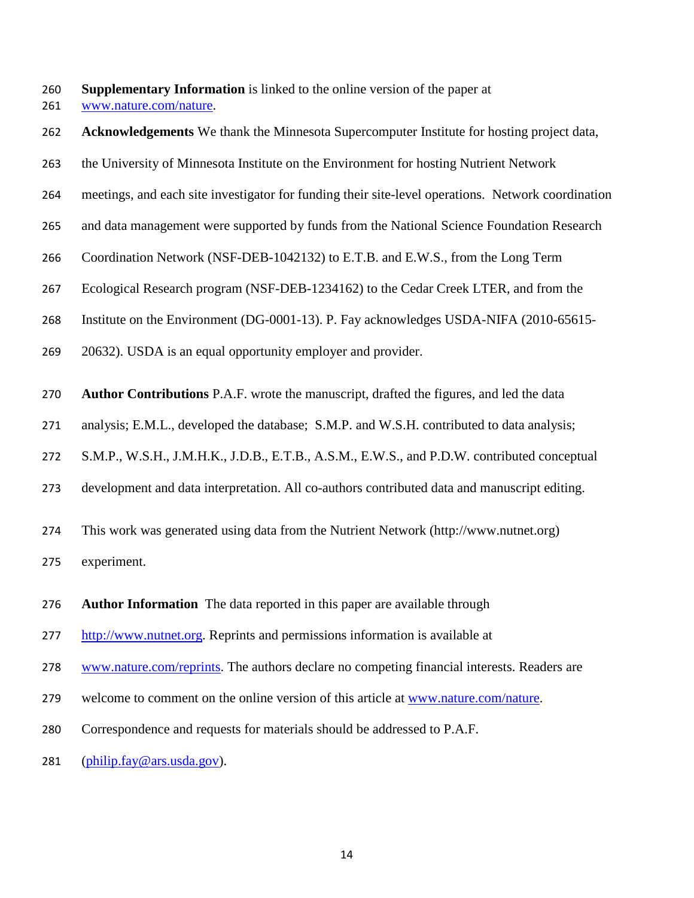**Supplementary Information** is linked to the online version of the paper at www.nature.com/nature.

**Acknowledgements** We thank the Minnesota Supercomputer Institute for hosting project data, the University of Minnesota Institute on the Environment for hosting Nutrient Network meetings, and each site investigator for funding their site-level operations. Network coordination and data management were supported by funds from the National Science Foundation Research Coordination Network (NSF-DEB-1042132) to E.T.B. and E.W.S., from the Long Term Ecological Research program (NSF-DEB-1234162) to the Cedar Creek LTER, and from the Institute on the Environment (DG-0001-13). P. Fay acknowledges USDA-NIFA (2010-65615-20632). USDA is an equal opportunity employer and provider.

**Author Contributions** P.A.F. wrote the manuscript, drafted the figures, and led the data analysis; E.M.L., developed the database; S.M.P. and W.S.H. contributed to data analysis; S.M.P., W.S.H., J.M.H.K., J.D.B., E.T.B., A.S.M., E.W.S., and P.D.W. contributed conceptual development and data interpretation. All co-authors contributed data and manuscript editing.

This work was generated using data from the Nutrient Network (http://www.nutnet.org) experiment.

**Author Information** The data reported in this paper are available through http://www.nutnet.org. Reprints and permissions information is available at www.nature.com/reprints. The authors declare no competing financial interests. Readers are welcome to comment on the online version of this article at www.nature.com/nature. Correspondence and requests for materials should be addressed to P.A.F. (philip.fay@ars.usda.gov).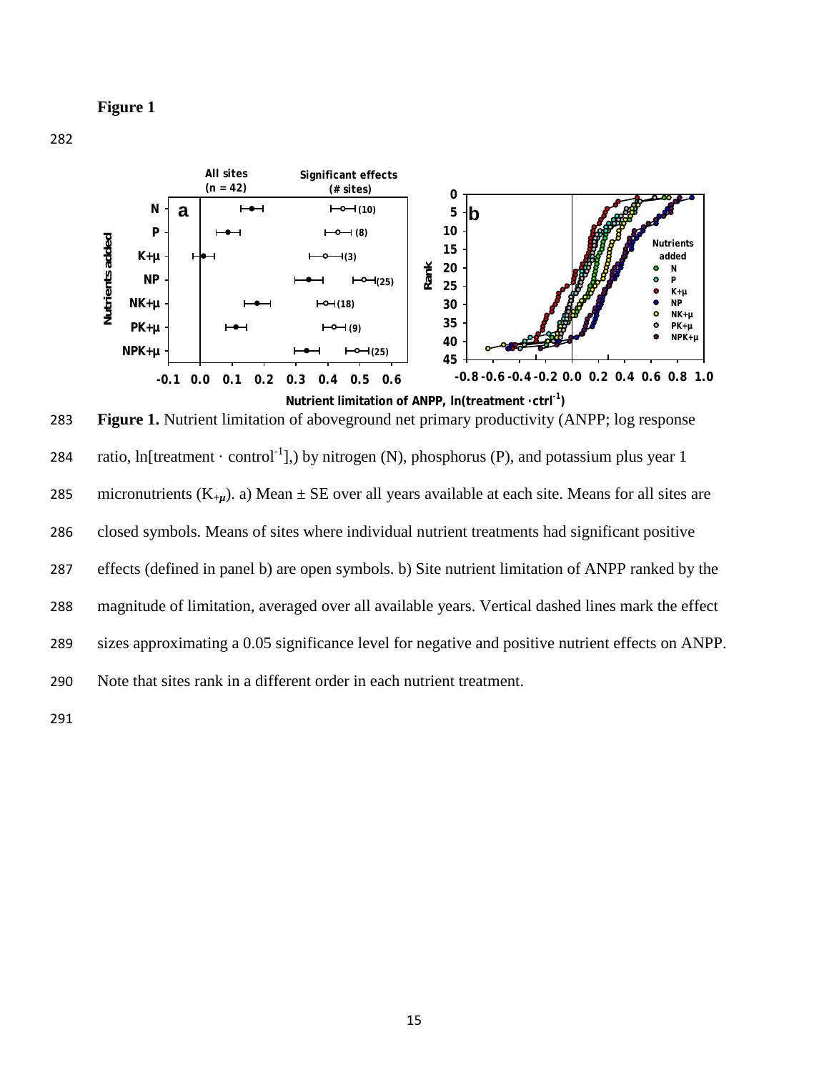**Figure 1**

**Figure 1.** Nutrient limitation of aboveground net primary productivity (ANPP; log response ratio, ln[treatment · control$^{-1}$],) by nitrogen (N), phosphorus (P), and potassium plus year 1 micronutrients ($K_{+\mu}$). a) Mean ± SE over all years available at each site. Means for all sites are closed symbols. Means of sites where individual nutrient treatments had significant positive effects (defined in panel b) are open symbols. b) Site nutrient limitation of ANPP ranked by the magnitude of limitation, averaged over all available years. Vertical dashed lines mark the effect sizes approximating a 0.05 significance level for negative and positive nutrient effects on ANPP. Note that sites rank in a different order in each nutrient treatment.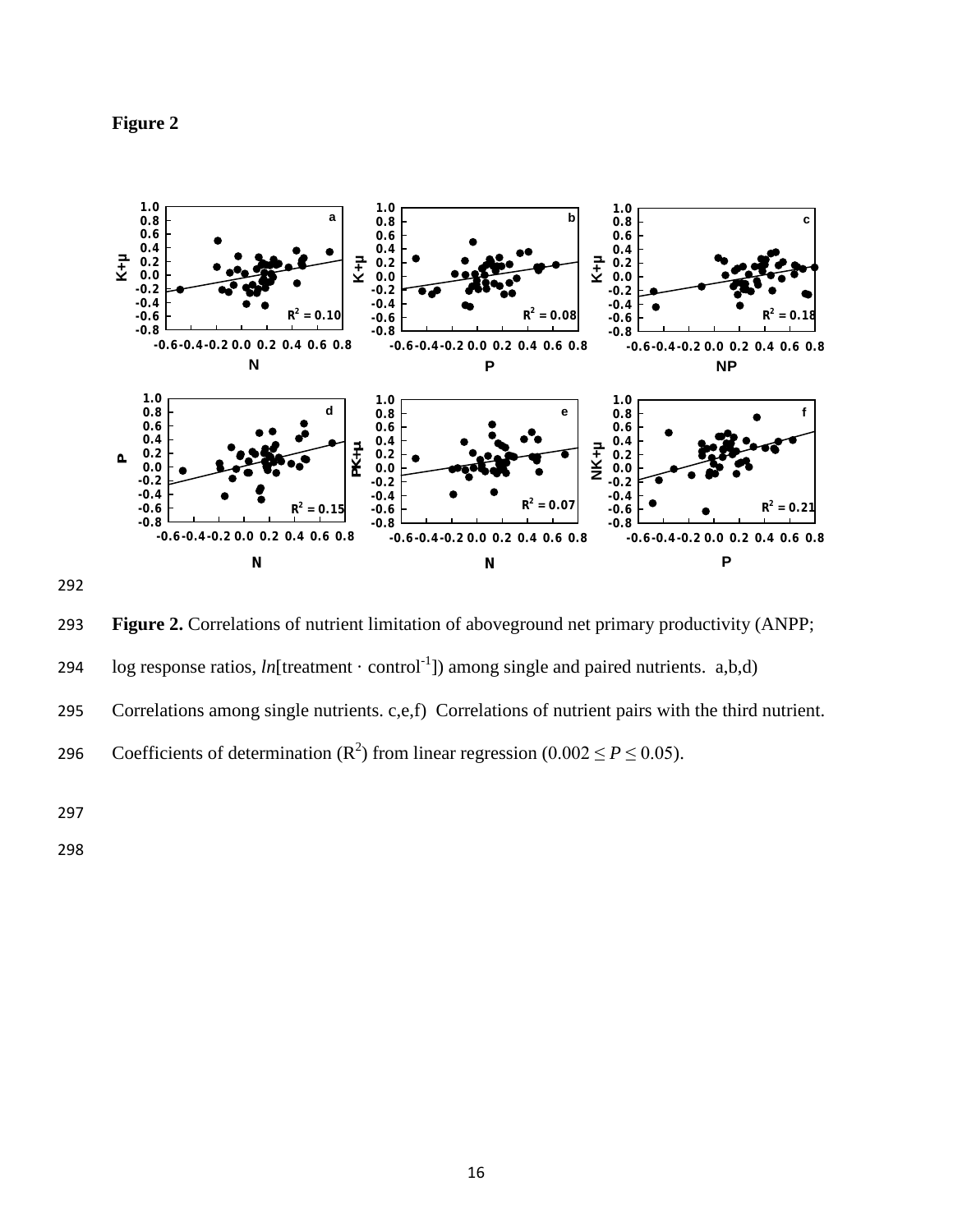**Figure 2**

**Figure 2.** Correlations of nutrient limitation of aboveground net primary productivity (ANPP; log response ratios, *ln*[treatment · control$^{-1}$]) among single and paired nutrients. a,b,d) Correlations among single nutrients. c,e,f) Correlations of nutrient pairs with the third nutrient. Coefficients of determination ($R^2$) from linear regression ($0.002 \leq P \leq 0.05$).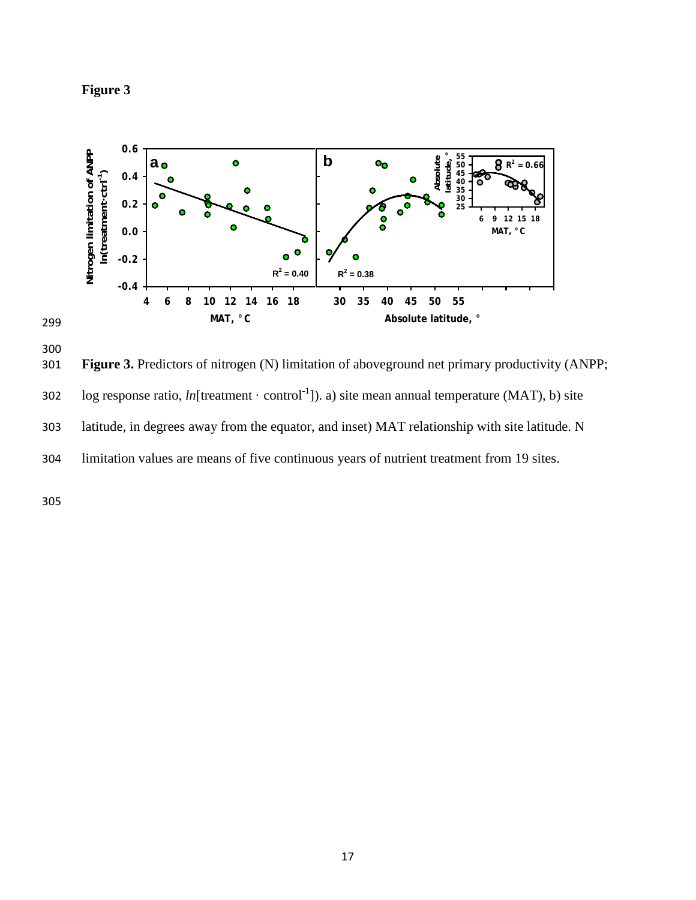**Figure 3**

**Figure 3.** Predictors of nitrogen (N) limitation of aboveground net primary productivity (ANPP; log response ratio, *ln*[treatment · control$^{-1}$]). a) site mean annual temperature (MAT), b) site latitude, in degrees away from the equator, and inset) MAT relationship with site latitude. N limitation values are means of five continuous years of nutrient treatment from 19 sites.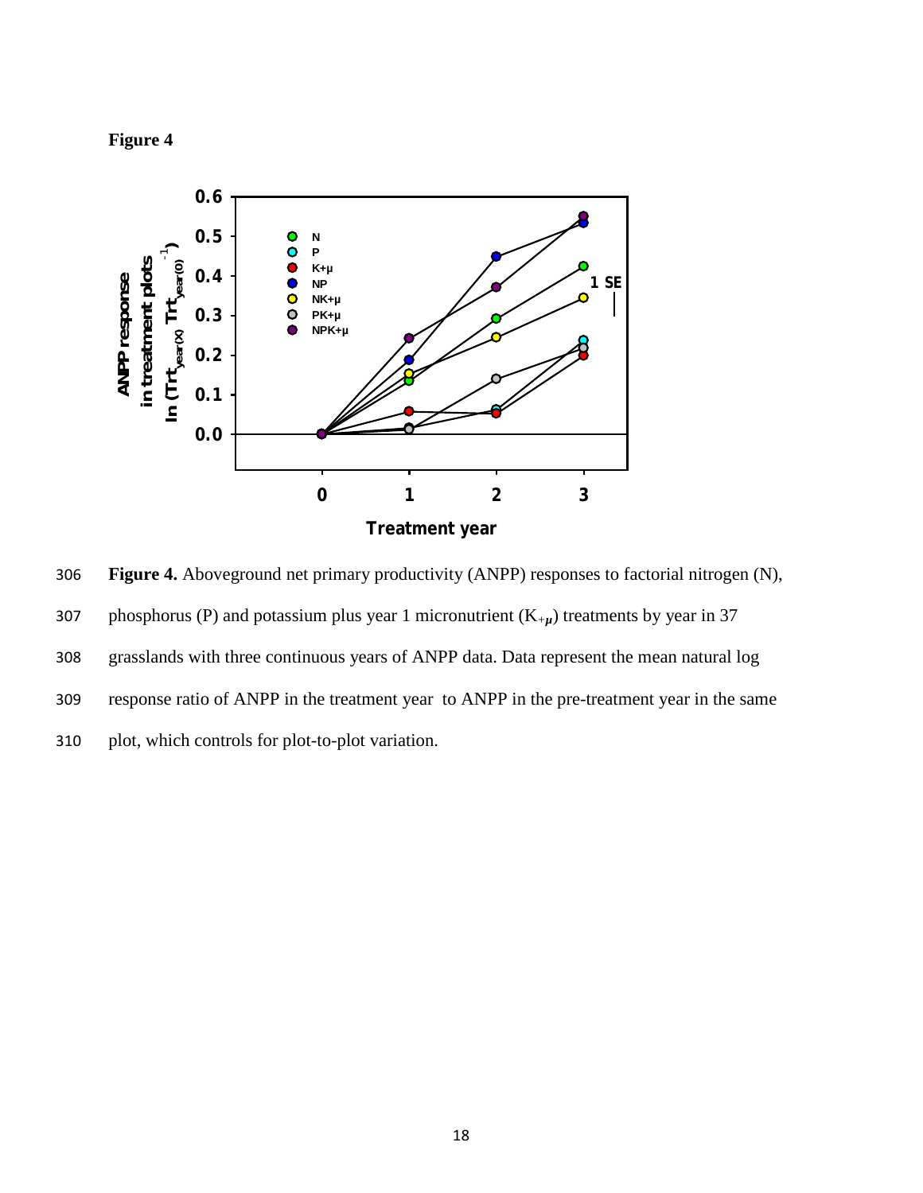**Figure 4**

0.6
0.5
0.4
0.3
0.2
0.1
0.0

ANPP response in treatment plots ln (Trt$_{year(X)}$ Trt$_{year(0)}^{-1}$)

N
P
K+μ
NP
NK+μ
PK+μ
NPK+μ

1 SE

0
1
2
3

Treatment year

**Figure 4.** Aboveground net primary productivity (ANPP) responses to factorial nitrogen (N), phosphorus (P) and potassium plus year 1 micronutrient ($K_{+\mu}$) treatments by year in 37 grasslands with three continuous years of ANPP data. Data represent the mean natural log response ratio of ANPP in the treatment year to ANPP in the pre-treatment year in the same plot, which controls for plot-to-plot variation.